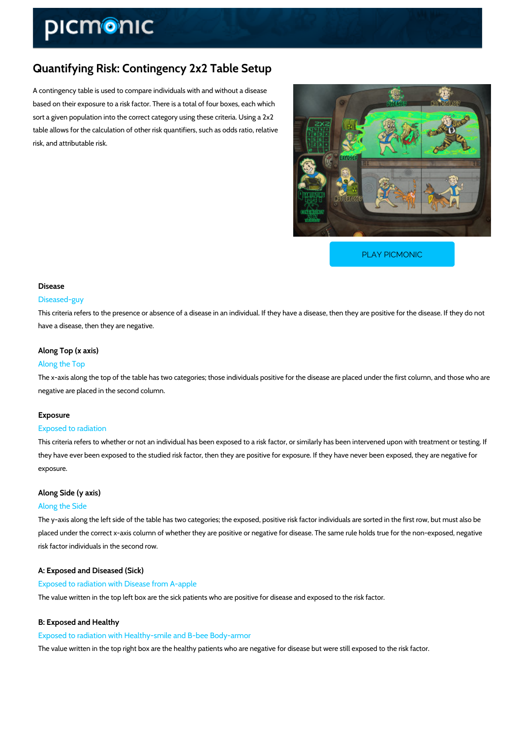# Quantifying Risk: Contingency 2x2 Table Setup

A contingency table is used to compare individuals with and without a disease based on their exposure to a risk factor. There is a total of four boxes, each which sort a given population into the correct category using these criteria. Using a 2x2 table allows for the calculation of other risk quantifiers, such as odds ratio, relative risk, and attributable risk.

PLAY PICMONIC

### Disease

Diseased-guy

This criteria refers to the presence or absence of a disease in an individual. If they have a disease, then they are positive for the disease. If they do not have a disease, then they are negative.

### Along Top (x axis)

Along the Top

The x-axis along the top of the table has two categories; those individuals positive for the disease are placed under the first column, and those who are negative are placed in the second column.

### Exposure

Exposed to radiation

This criteria refers to whether or not an individual has been exposed to a risk factor, or similarly has been intervened upon with treatment or testing. If they have ever been exposed to the studied risk factor, then they are positive for exposure. If they have never been exposed, they are negative for exposure.

### Along Side (y axis)

Along the Side

The y-axis along the left side of the table has two categories; the exposed, positive risk factor individuals are sorted in the first row, but must also be placed under the correct x-axis column of whether they are positive or negative for disease. The same rule holds true for the non-exposed, negative risk factor individuals in the second row.

### A: Exposed and Diseased (Sick)

Exposed to radiation with Disease from A-apple

The value written in the top left box are the sick patients who are positive for disease and exposed to the risk factor.

### B: Exposed and Healthy

Exposed to radiation with Healthy-smile and B-bee Body-armor

The value written in the top right box are the healthy patients who are negative for disease but were still exposed to the risk factor.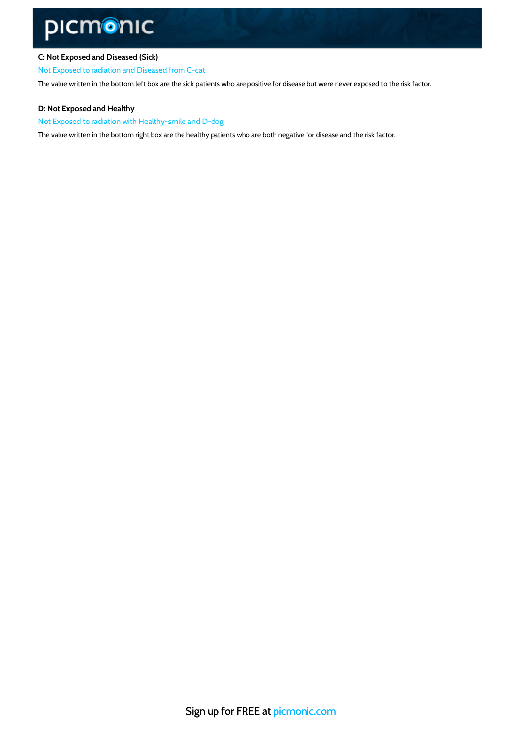**C: Not Exposed and Diseased (Sick)**

Not Exposed to radiation and Diseased from C-cat

The value written in the bottom left box are the sick patients who are positive for disease but were never exposed to the risk factor.

**D: Not Exposed and Healthy**

Not Exposed to radiation with Healthy-smile and D-dog

The value written in the bottom right box are the healthy patients who are both negative for disease and the risk factor.